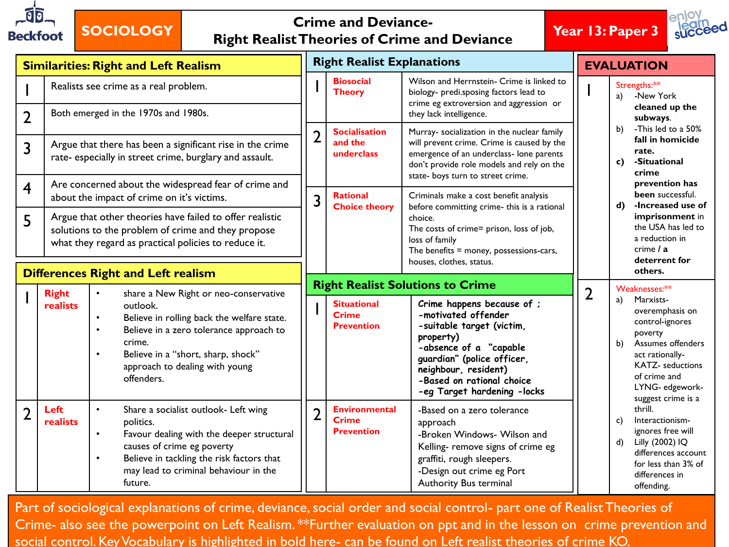# SOCIOLOGY

## Crime and Deviance- Right Realist Theories of Crime and Deviance

**Year 13: Paper 3**

### Similarities: Right and Left Realism

| | |
|---|---|
| 1 | Realists see crime as a real problem. |
| 2 | Both emerged in the 1970s and 1980s. |
| 3 | Argue that there has been a significant rise in the crime rate- especially in street crime, burglary and assault. |
| 4 | Are concerned about the widespread fear of crime and about the impact of crime on it's victims. |
| 5 | Argue that other theories have failed to offer realistic solutions to the problem of crime and they propose what they regard as practical policies to reduce it. |

### Differences Right and Left realism

| | | |
|---|---|---|
| 1 | Right realists | • share a New Right or neo-conservative outlook. <br> • Believe in rolling back the welfare state. <br> • Believe in a zero tolerance approach to crime. <br> • Believe in a "short, sharp, shock" approach to dealing with young offenders. |
| 2 | Left realists | • Share a socialist outlook- Left wing politics. <br> • Favour dealing with the deeper structural causes of crime eg poverty <br> • Believe in tackling the risk factors that may lead to criminal behaviour in the future. |

### Right Realist Explanations

| | | |
|---|---|---|
| 1 | Biosocial Theory | Wilson and Herrnstein- Crime is linked to biology- predi.sposing factors lead to crime eg extroversion and aggression or they lack intelligence. |
| 2 | Socialisation and the underclass | Murray- socialization in the nuclear family will prevent crime. Crime is caused by the emergence of an underclass- lone parents don't provide role models and rely on the state- boys turn to street crime. |
| 3 | Rational Choice theory | Criminals make a cost benefit analysis before committing crime- this is a rational choice. <br> The costs of crime= prison, loss of job, loss of family <br> The benefits = money, possessions-cars, houses, clothes, status. |

### Right Realist Solutions to Crime

| | | |
|---|---|---|
| 1 | Situational Crime Prevention | Crime happens because of ; <br> -motivated offender <br> -suitable target (victim, property) <br> -absence of a "capable guardian" (police officer, neighbour, resident) <br> -Based on rational choice <br> -eg Target hardening -locks |
| 2 | Environmental Crime Prevention | -Based on a zero tolerance approach <br> -Broken Windows- Wilson and Kelling- remove signs of crime eg graffiti, rough sleepers. <br> -Design out crime eg Port Authority Bus terminal |

### EVALUATION

| | |
|---|---|
| 1 | Strengths:** <br> a) -New York **cleaned up the subways**. <br> b) -This led to a 50% **fall in homicide rate.** <br> **c) -Situational crime prevention has been** successful. <br> **d) -Increased use of imprisonment** in the USA has led to a reduction in crime / **a deterrent for others.** |
| 2 | Weaknesses:** <br> a) Marxists- overemphasis on control-ignores poverty <br> b) Assumes offenders act rationally- KATZ- seductions of crime and LYNG- edgework- suggest crime is a thrill. <br> c) Interactionism- ignores free will <br> d) Lilly (2002) IQ differences account for less than 3% of differences in offending. |

Part of sociological explanations of crime, deviance, social order and social control- part one of Realist Theories of Crime- also see the powerpoint on Left Realism. **Further evaluation on ppt and in the lesson on crime prevention and social control. Key Vocabulary is highlighted in bold here- can be found on Left realist theories of crime KO.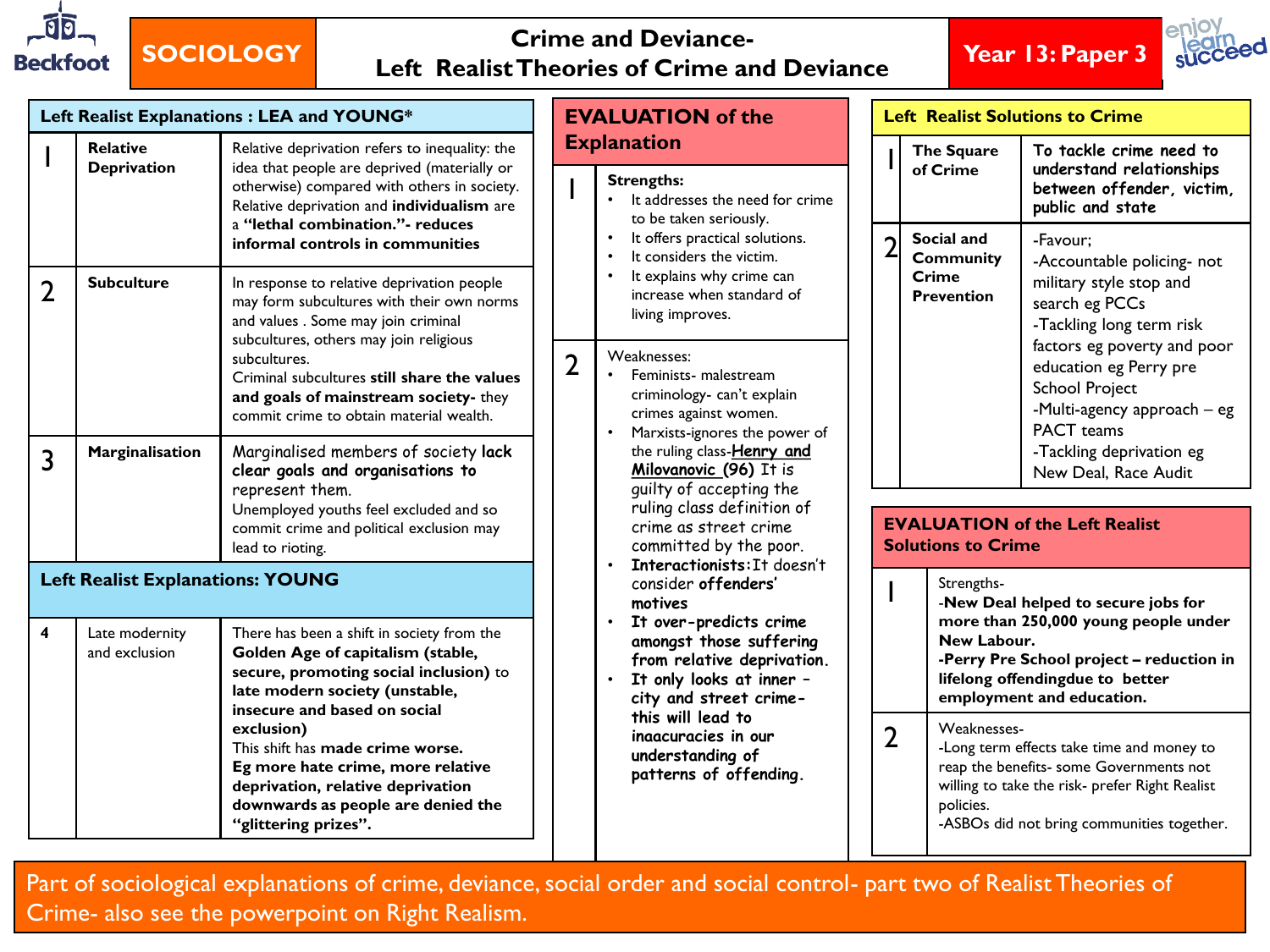**SOCIOLOGY**

# Crime and Deviance- Left Realist Theories of Crime and Deviance

**Year 13: Paper 3**

## Left Realist Explanations : LEA and YOUNG*

| | | |
|---|---|---|
| 1 | **Relative Deprivation** | Relative deprivation refers to inequality: the idea that people are deprived (materially or otherwise) compared with others in society. Relative deprivation and **individualism** are a **"lethal combination."- reduces informal controls in communities** |
| 2 | **Subculture** | In response to relative deprivation people may form subcultures with their own norms and values . Some may join criminal subcultures, others may join religious subcultures. Criminal subcultures **still share the values and goals of mainstream society-** they commit crime to obtain material wealth. |
| 3 | **Marginalisation** | Marginalised members of society **lack clear goals and organisations to** represent them. Unemployed youths feel excluded and so commit crime and political exclusion may lead to rioting. |

## Left Realist Explanations: YOUNG

| | | |
|---|---|---|
| 4 | Late modernity and exclusion | There has been a shift in society from the **Golden Age of capitalism (stable, secure, promoting social inclusion)** to **late modern society (unstable, insecure and based on social exclusion)** This shift has **made crime worse. Eg more hate crime, more relative deprivation, relative deprivation downwards as people are denied the "glittering prizes".** |

## EVALUATION of the Explanation

| | |
|---|---|
| 1 | **Strengths:**<br>• It addresses the need for crime to be taken seriously.<br>• It offers practical solutions.<br>• It considers the victim.<br>• It explains why crime can increase when standard of living improves. |
| 2 | Weaknesses:<br>• Feminists- malestream criminology- can't explain crimes against women.<br>• Marxists-ignores the power of the ruling class-**<u>Henry and Milovanovic</u> (96)** It is guilty of accepting the ruling class definition of crime as street crime committed by the poor.<br>• **Interactionists:** It doesn't consider **offenders' motives**<br>• **It over-predicts crime amongst those suffering from relative deprivation.**<br>• **It only looks at inner – city and street crime- this will lead to inaacuracies in our understanding of patterns of offending.** |

## Left Realist Solutions to Crime

| | | |
|---|---|---|
| 1 | **The Square of Crime** | **To tackle crime need to understand relationships between offender, victim, public and state** |
| 2 | **Social and Community Crime Prevention** | -Favour;<br>-Accountable policing- not military style stop and search eg PCCs<br>-Tackling long term risk factors eg poverty and poor education eg Perry pre School Project<br>-Multi-agency approach – eg PACT teams<br>-Tackling deprivation eg New Deal, Race Audit |

## EVALUATION of the Left Realist Solutions to Crime

| | |
|---|---|
| 1 | Strengths-<br>**-New Deal helped to secure jobs for more than 250,000 young people under New Labour.**<br>**-Perry Pre School project – reduction in lifelong offendingdue to better employment and education.** |
| 2 | Weaknesses-<br>-Long term effects take time and money to reap the benefits- some Governments not willing to take the risk- prefer Right Realist policies.<br>-ASBOs did not bring communities together. |

Part of sociological explanations of crime, deviance, social order and social control- part two of Realist Theories of Crime- also see the powerpoint on Right Realism.